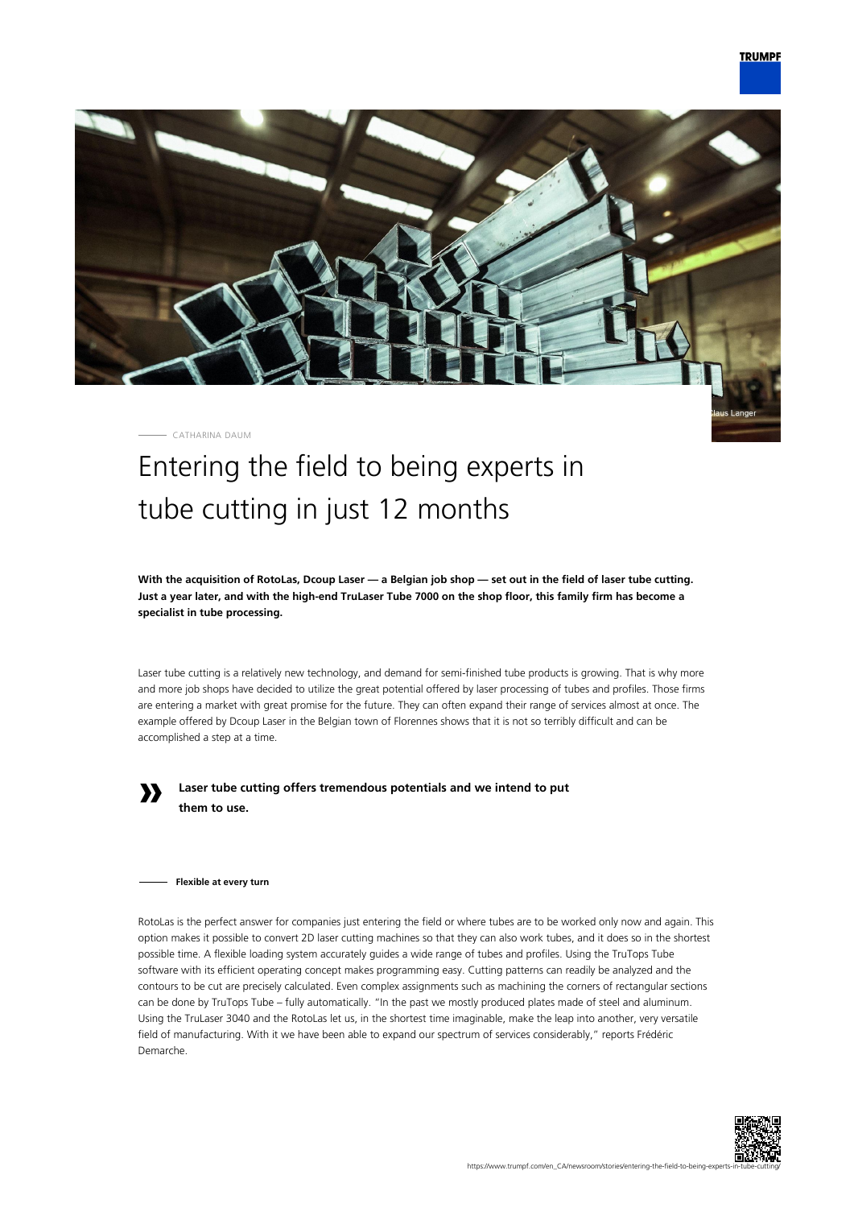CATHARINA DAUM

# Entering the field to being experts in tube cutting in just 12 months

**With the acquisition of RotoLas, Dcoup Laser — a Belgian job shop — set out in the field of laser tube cutting. Just a year later, and with the high-end TruLaser Tube 7000 on the shop floor, this family firm has become a specialist in tube processing.**

Laser tube cutting is a relatively new technology, and demand for semi-finished tube products is growing. That is why more and more job shops have decided to utilize the great potential offered by laser processing of tubes and profiles. Those firms are entering a market with great promise for the future. They can often expand their range of services almost at once. The example offered by Dcoup Laser in the Belgian town of Florennes shows that it is not so terribly difficult and can be accomplished a step at a time.

> **Laser tube cutting offers tremendous potentials and we intend to put them to use.**

## Flexible at every turn

RotoLas is the perfect answer for companies just entering the field or where tubes are to be worked only now and again. This option makes it possible to convert 2D laser cutting machines so that they can also work tubes, and it does so in the shortest possible time. A flexible loading system accurately guides a wide range of tubes and profiles. Using the TruTops Tube software with its efficient operating concept makes programming easy. Cutting patterns can readily be analyzed and the contours to be cut are precisely calculated. Even complex assignments such as machining the corners of rectangular sections can be done by TruTops Tube – fully automatically. "In the past we mostly produced plates made of steel and aluminum. Using the TruLaser 3040 and the RotoLas let us, in the shortest time imaginable, make the leap into another, very versatile field of manufacturing. With it we have been able to expand our spectrum of services considerably," reports Frédéric Demarche.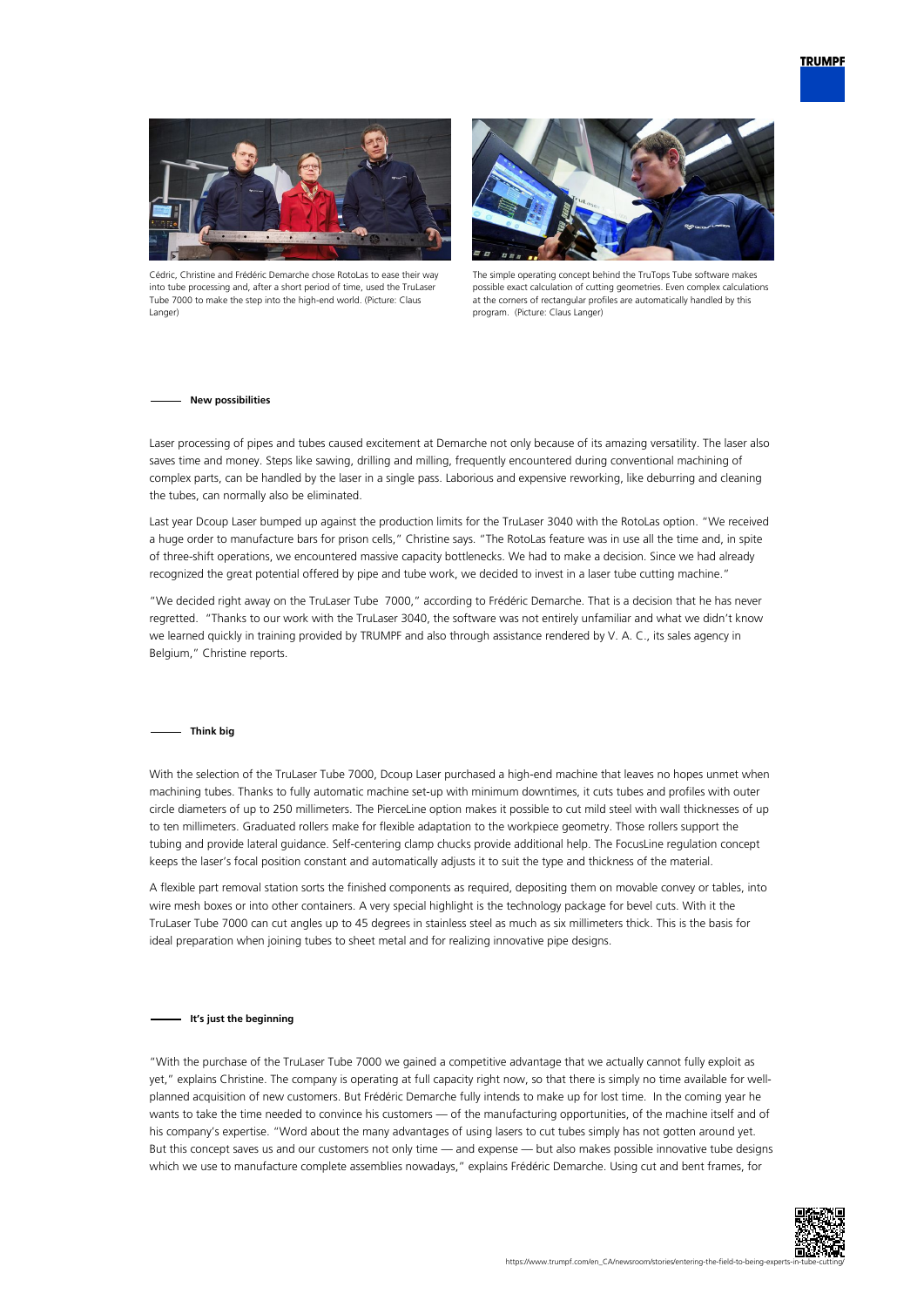Cédric, Christine and Frédéric Demarche chose RotoLas to ease their way into tube processing and, after a short period of time, used the TruLaser Tube 7000 to make the step into the high-end world. (Picture: Claus Langer)

The simple operating concept behind the TruTops Tube software makes possible exact calculation of cutting geometries. Even complex calculations at the corners of rectangular profiles are automatically handled by this program. (Picture: Claus Langer)

## New possibilities

Laser processing of pipes and tubes caused excitement at Demarche not only because of its amazing versatility. The laser also saves time and money. Steps like sawing, drilling and milling, frequently encountered during conventional machining of complex parts, can be handled by the laser in a single pass. Laborious and expensive reworking, like deburring and cleaning the tubes, can normally also be eliminated.

Last year Dcoup Laser bumped up against the production limits for the TruLaser 3040 with the RotoLas option. "We received a huge order to manufacture bars for prison cells," Christine says. "The RotoLas feature was in use all the time and, in spite of three-shift operations, we encountered massive capacity bottlenecks. We had to make a decision. Since we had already recognized the great potential offered by pipe and tube work, we decided to invest in a laser tube cutting machine."

"We decided right away on the TruLaser Tube 7000," according to Frédéric Demarche. That is a decision that he has never regretted. "Thanks to our work with the TruLaser 3040, the software was not entirely unfamiliar and what we didn't know we learned quickly in training provided by TRUMPF and also through assistance rendered by V. A. C., its sales agency in Belgium," Christine reports.

## Think big

With the selection of the TruLaser Tube 7000, Dcoup Laser purchased a high-end machine that leaves no hopes unmet when machining tubes. Thanks to fully automatic machine set-up with minimum downtimes, it cuts tubes and profiles with outer circle diameters of up to 250 millimeters. The PierceLine option makes it possible to cut mild steel with wall thicknesses of up to ten millimeters. Graduated rollers make for flexible adaptation to the workpiece geometry. Those rollers support the tubing and provide lateral guidance. Self-centering clamp chucks provide additional help. The FocusLine regulation concept keeps the laser's focal position constant and automatically adjusts it to suit the type and thickness of the material.

A flexible part removal station sorts the finished components as required, depositing them on movable convey or tables, into wire mesh boxes or into other containers. A very special highlight is the technology package for bevel cuts. With it the TruLaser Tube 7000 can cut angles up to 45 degrees in stainless steel as much as six millimeters thick. This is the basis for ideal preparation when joining tubes to sheet metal and for realizing innovative pipe designs.

## It's just the beginning

"With the purchase of the TruLaser Tube 7000 we gained a competitive advantage that we actually cannot fully exploit as yet," explains Christine. The company is operating at full capacity right now, so that there is simply no time available for well-planned acquisition of new customers. But Frédéric Demarche fully intends to make up for lost time. In the coming year he wants to take the time needed to convince his customers — of the manufacturing opportunities, of the machine itself and of his company's expertise. "Word about the many advantages of using lasers to cut tubes simply has not gotten around yet. But this concept saves us and our customers not only time — and expense — but also makes possible innovative tube designs which we use to manufacture complete assemblies nowadays," explains Frédéric Demarche. Using cut and bent frames, for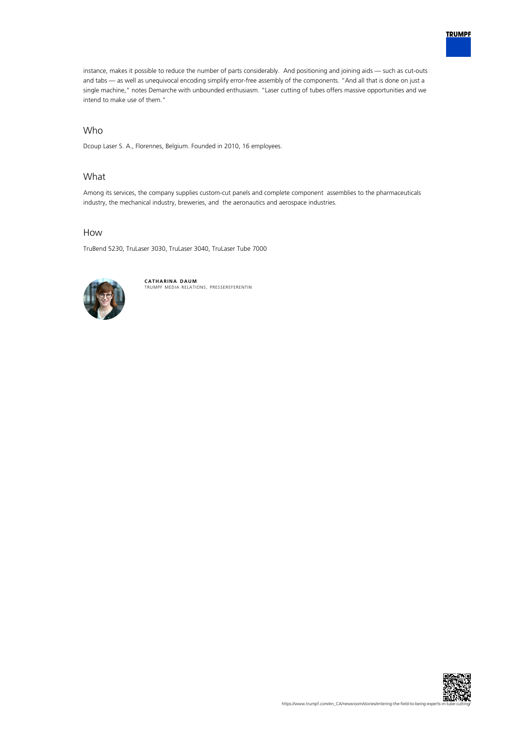instance, makes it possible to reduce the number of parts considerably. And positioning and joining aids — such as cut-outs and tabs — as well as unequivocal encoding simplify error-free assembly of the components. "And all that is done on just a single machine," notes Demarche with unbounded enthusiasm. "Laser cutting of tubes offers massive opportunities and we intend to make use of them."

## Who

Dcoup Laser S. A., Florennes, Belgium. Founded in 2010, 16 employees.

## What

Among its services, the company supplies custom-cut panels and complete component assemblies to the pharmaceuticals industry, the mechanical industry, breweries, and the aeronautics and aerospace industries.

## How

TruBend 5230, TruLaser 3030, TruLaser 3040, TruLaser Tube 7000

**CATHARINA DAUM**
TRUMPF MEDIA RELATIONS, PRESSEREFERENTIN